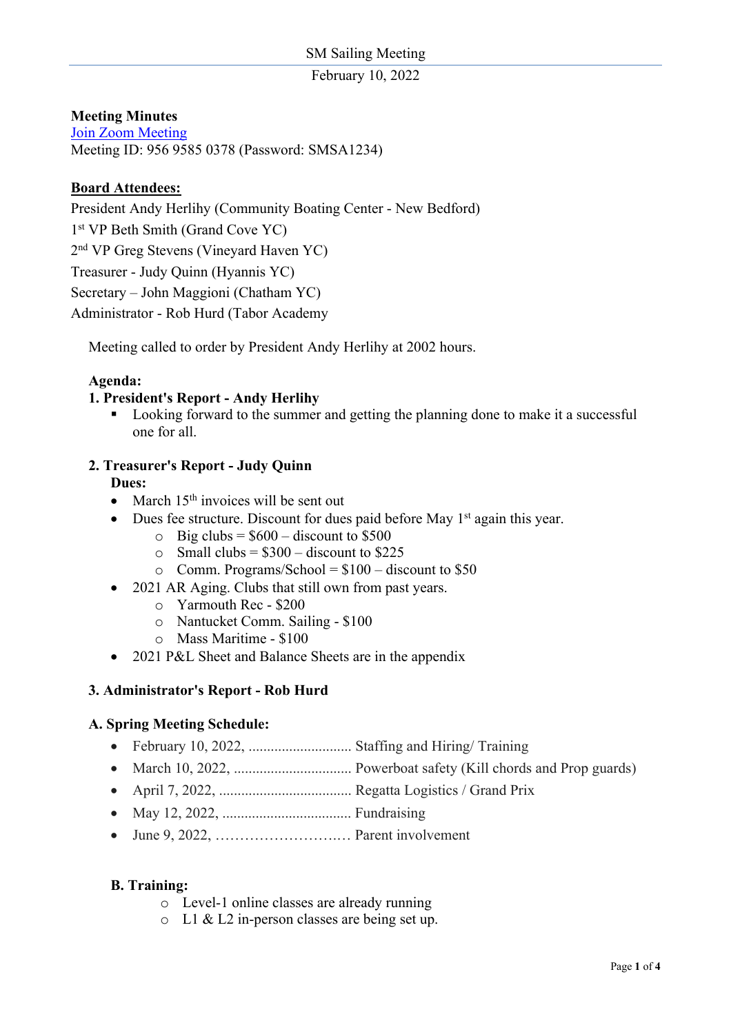SM Sailing Meeting
February 10, 2022

**Meeting Minutes**
[Join Zoom Meeting]
Meeting ID: 956 9585 0378 (Password: SMSA1234)

**Board Attendees:**

President Andy Herlihy (Community Boating Center - New Bedford)
1st VP Beth Smith (Grand Cove YC)
2nd VP Greg Stevens (Vineyard Haven YC)
Treasurer - Judy Quinn (Hyannis YC)
Secretary – John Maggioni (Chatham YC)
Administrator - Rob Hurd (Tabor Academy

Meeting called to order by President Andy Herlihy at 2002 hours.

**Agenda:**

**1. President's Report - Andy Herlihy**

- Looking forward to the summer and getting the planning done to make it a successful one for all.

**2. Treasurer's Report - Judy Quinn**

**Dues:**

- March 15th invoices will be sent out
- Dues fee structure. Discount for dues paid before May 1st again this year.
  - Big clubs = $600 – discount to $500
  - Small clubs = $300 – discount to $225
  - Comm. Programs/School = $100 – discount to $50
- 2021 AR Aging. Clubs that still own from past years.
  - Yarmouth Rec - $200
  - Nantucket Comm. Sailing - $100
  - Mass Maritime - $100
- 2021 P&L Sheet and Balance Sheets are in the appendix

**3. Administrator's Report - Rob Hurd**

**A. Spring Meeting Schedule:**

- February 10, 2022, ............................ Staffing and Hiring/ Training
- March 10, 2022, ................................ Powerboat safety (Kill chords and Prop guards)
- April 7, 2022, .................................... Regatta Logistics / Grand Prix
- May 12, 2022, ................................... Fundraising
- June 9, 2022, ……………………… Parent involvement

**B. Training:**

- Level-1 online classes are already running
- L1 & L2 in-person classes are being set up.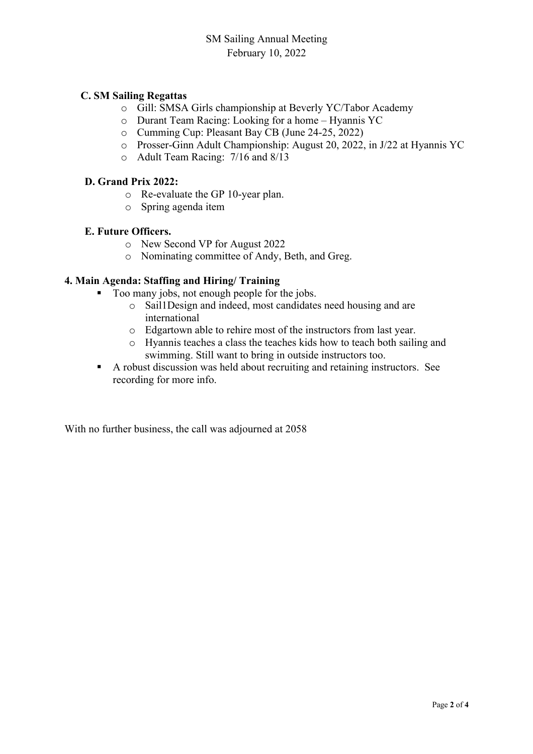SM Sailing Annual Meeting
February 10, 2022

**C. SM Sailing Regattas**

- Gill: SMSA Girls championship at Beverly YC/Tabor Academy
- Durant Team Racing: Looking for a home – Hyannis YC
- Cumming Cup: Pleasant Bay CB (June 24-25, 2022)
- Prosser-Ginn Adult Championship: August 20, 2022, in J/22 at Hyannis YC
- Adult Team Racing: 7/16 and 8/13

**D. Grand Prix 2022:**

- Re-evaluate the GP 10-year plan.
- Spring agenda item

**E. Future Officers.**

- New Second VP for August 2022
- Nominating committee of Andy, Beth, and Greg.

**4. Main Agenda: Staffing and Hiring/ Training**

- Too many jobs, not enough people for the jobs.
  - Sail1Design and indeed, most candidates need housing and are international
  - Edgartown able to rehire most of the instructors from last year.
  - Hyannis teaches a class the teaches kids how to teach both sailing and swimming. Still want to bring in outside instructors too.
- A robust discussion was held about recruiting and retaining instructors. See recording for more info.

With no further business, the call was adjourned at 2058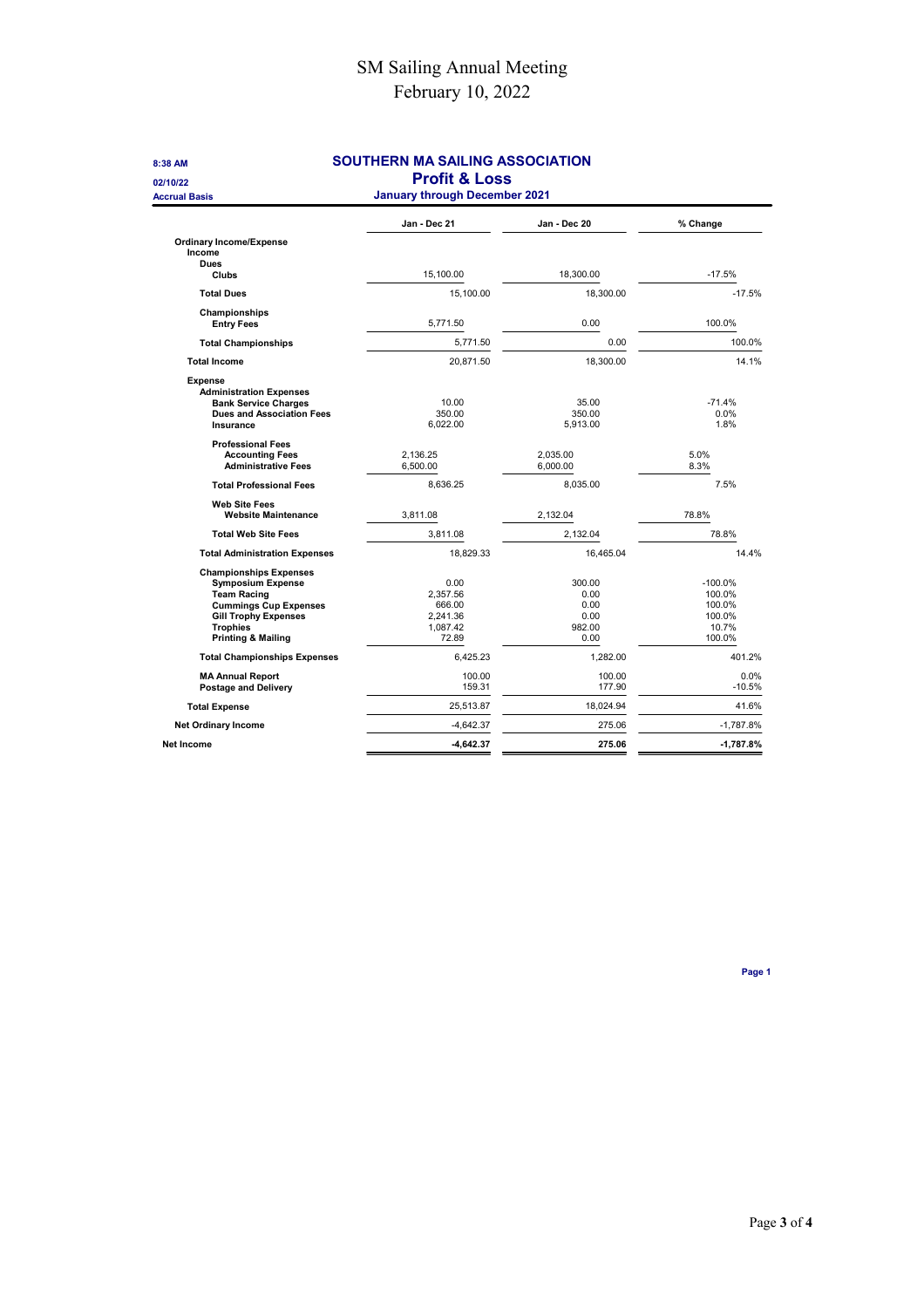# SM Sailing Annual Meeting

February 10, 2022

8:38 AM

02/10/22

Accrual Basis

## SOUTHERN MA SAILING ASSOCIATION

## Profit & Loss

### January through December 2021

| | Jan - Dec 21 | Jan - Dec 20 | % Change |
|---|---|---|---|
| **Ordinary Income/Expense** | | | |
| **Income** | | | |
| **Dues** | | | |
| **Clubs** | 15,100.00 | 18,300.00 | -17.5% |
| **Total Dues** | 15,100.00 | 18,300.00 | -17.5% |
| **Championships** | | | |
| **Entry Fees** | 5,771.50 | 0.00 | 100.0% |
| **Total Championships** | 5,771.50 | 0.00 | 100.0% |
| **Total Income** | 20,871.50 | 18,300.00 | 14.1% |
| **Expense** | | | |
| **Administration Expenses** | | | |
| **Bank Service Charges** | 10.00 | 35.00 | -71.4% |
| **Dues and Association Fees** | 350.00 | 350.00 | 0.0% |
| **Insurance** | 6,022.00 | 5,913.00 | 1.8% |
| **Professional Fees** | | | |
| **Accounting Fees** | 2,136.25 | 2,035.00 | 5.0% |
| **Administrative Fees** | 6,500.00 | 6,000.00 | 8.3% |
| **Total Professional Fees** | 8,636.25 | 8,035.00 | 7.5% |
| **Web Site Fees** | | | |
| **Website Maintenance** | 3,811.08 | 2,132.04 | 78.8% |
| **Total Web Site Fees** | 3,811.08 | 2,132.04 | 78.8% |
| **Total Administration Expenses** | 18,829.33 | 16,465.04 | 14.4% |
| **Championships Expenses** | | | |
| **Symposium Expense** | 0.00 | 300.00 | -100.0% |
| **Team Racing** | 2,357.56 | 0.00 | 100.0% |
| **Cummings Cup Expenses** | 666.00 | 0.00 | 100.0% |
| **Gill Trophy Expenses** | 2,241.36 | 0.00 | 100.0% |
| **Trophies** | 1,087.42 | 982.00 | 10.7% |
| **Printing & Mailing** | 72.89 | 0.00 | 100.0% |
| **Total Championships Expenses** | 6,425.23 | 1,282.00 | 401.2% |
| **MA Annual Report** | 100.00 | 100.00 | 0.0% |
| **Postage and Delivery** | 159.31 | 177.90 | -10.5% |
| **Total Expense** | 25,513.87 | 18,024.94 | 41.6% |
| **Net Ordinary Income** | -4,642.37 | 275.06 | -1,787.8% |
| **Net Income** | **-4,642.37** | **275.06** | **-1,787.8%** |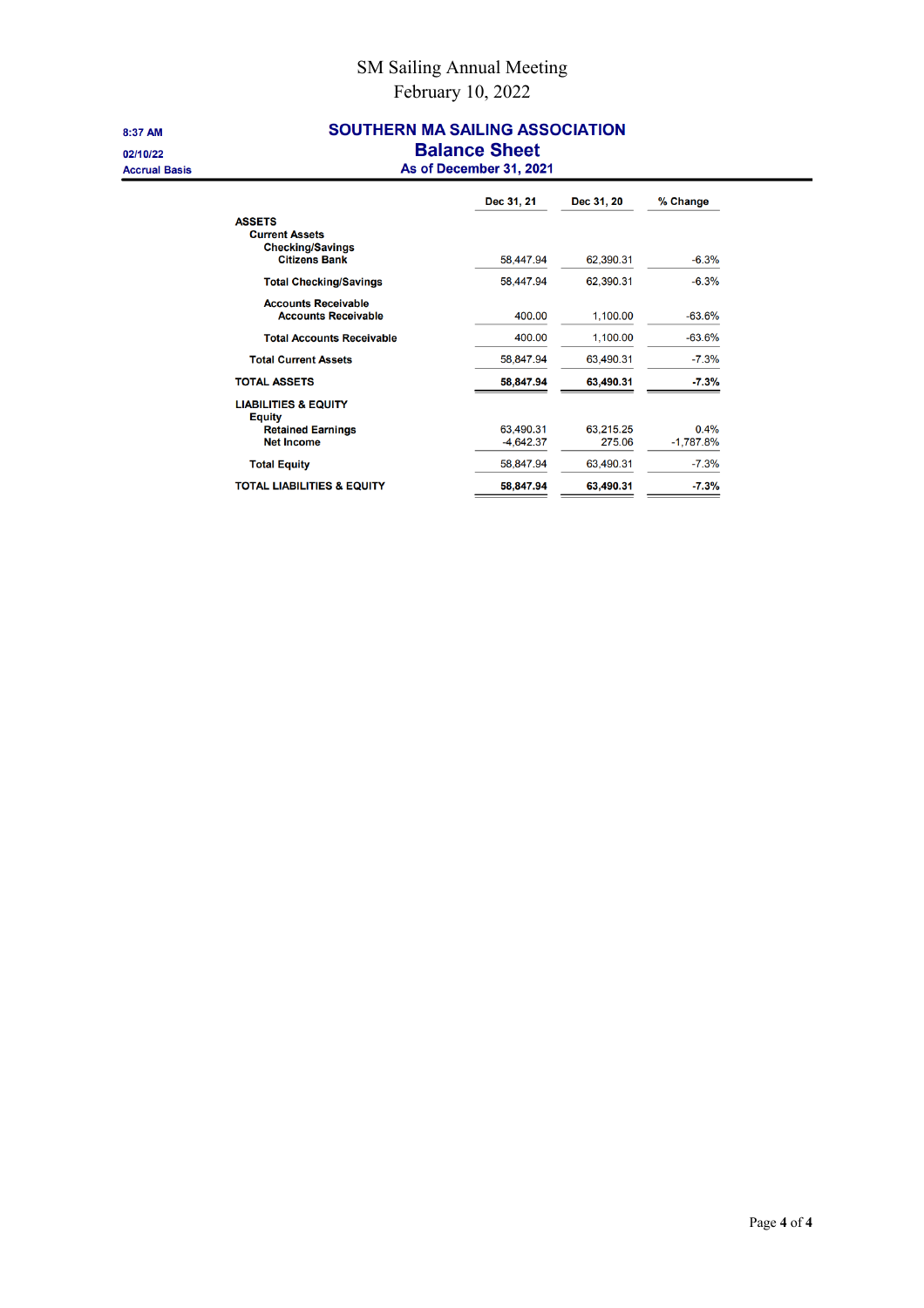SM Sailing Annual Meeting
February 10, 2022

8:37 AM
02/10/22
Accrual Basis

## SOUTHERN MA SAILING ASSOCIATION
## Balance Sheet
### As of December 31, 2021

| | Dec 31, 21 | Dec 31, 20 | % Change |
|---|---|---|---|
| **ASSETS** | | | |
| **Current Assets** | | | |
| **Checking/Savings** | | | |
| **Citizens Bank** | 58,447.94 | 62,390.31 | -6.3% |
| **Total Checking/Savings** | 58,447.94 | 62,390.31 | -6.3% |
| **Accounts Receivable** | | | |
| **Accounts Receivable** | 400.00 | 1,100.00 | -63.6% |
| **Total Accounts Receivable** | 400.00 | 1,100.00 | -63.6% |
| **Total Current Assets** | 58,847.94 | 63,490.31 | -7.3% |
| **TOTAL ASSETS** | **58,847.94** | **63,490.31** | **-7.3%** |
| **LIABILITIES & EQUITY** | | | |
| **Equity** | | | |
| **Retained Earnings** | 63,490.31 | 63,215.25 | 0.4% |
| **Net Income** | -4,642.37 | 275.06 | -1,787.8% |
| **Total Equity** | 58,847.94 | 63,490.31 | -7.3% |
| **TOTAL LIABILITIES & EQUITY** | **58,847.94** | **63,490.31** | **-7.3%** |